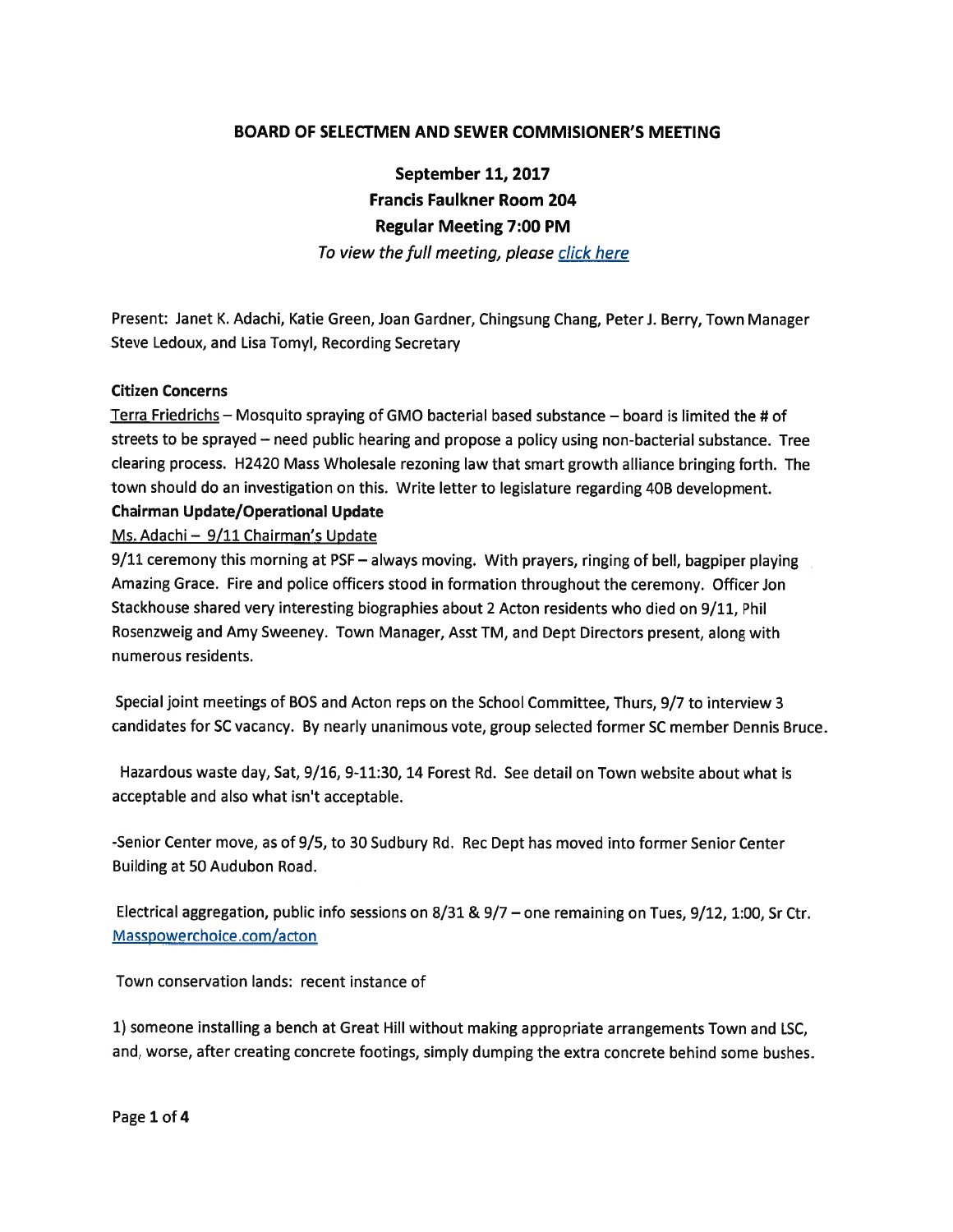## BOARD OF SELECTMEN AND SEWER COMMISIONER'S MEETING

**September 11, 2017**
**Francis Faulkner Room 204**
**Regular Meeting 7:00 PM**

*To view the full meeting, please click here*

Present: Janet K. Adachi, Katie Green, Joan Gardner, Chingsung Chang, Peter J. Berry, Town Manager Steve Ledoux, and Lisa Tomyl, Recording Secretary

**Citizen Concerns**

Terra Friedrichs – Mosquito spraying of GMO bacterial based substance – board is limited the # of streets to be sprayed – need public hearing and propose a policy using non-bacterial substance. Tree clearing process. H2420 Mass Wholesale rezoning law that smart growth alliance bringing forth. The town should do an investigation on this. Write letter to legislature regarding 40B development.

**Chairman Update/Operational Update**

Ms. Adachi – 9/11 Chairman's Update

9/11 ceremony this morning at PSF – always moving. With prayers, ringing of bell, bagpiper playing Amazing Grace. Fire and police officers stood in formation throughout the ceremony. Officer Jon Stackhouse shared very interesting biographies about 2 Acton residents who died on 9/11, Phil Rosenzweig and Amy Sweeney. Town Manager, Asst TM, and Dept Directors present, along with numerous residents.

Special joint meetings of BOS and Acton reps on the School Committee, Thurs, 9/7 to interview 3 candidates for SC vacancy. By nearly unanimous vote, group selected former SC member Dennis Bruce.

Hazardous waste day, Sat, 9/16, 9-11:30, 14 Forest Rd. See detail on Town website about what is acceptable and also what isn't acceptable.

-Senior Center move, as of 9/5, to 30 Sudbury Rd. Rec Dept has moved into former Senior Center Building at 50 Audubon Road.

Electrical aggregation, public info sessions on 8/31 & 9/7 – one remaining on Tues, 9/12, 1:00, Sr Ctr. Masspowerchoice.com/acton

Town conservation lands: recent instance of

1) someone installing a bench at Great Hill without making appropriate arrangements Town and LSC, and, worse, after creating concrete footings, simply dumping the extra concrete behind some bushes.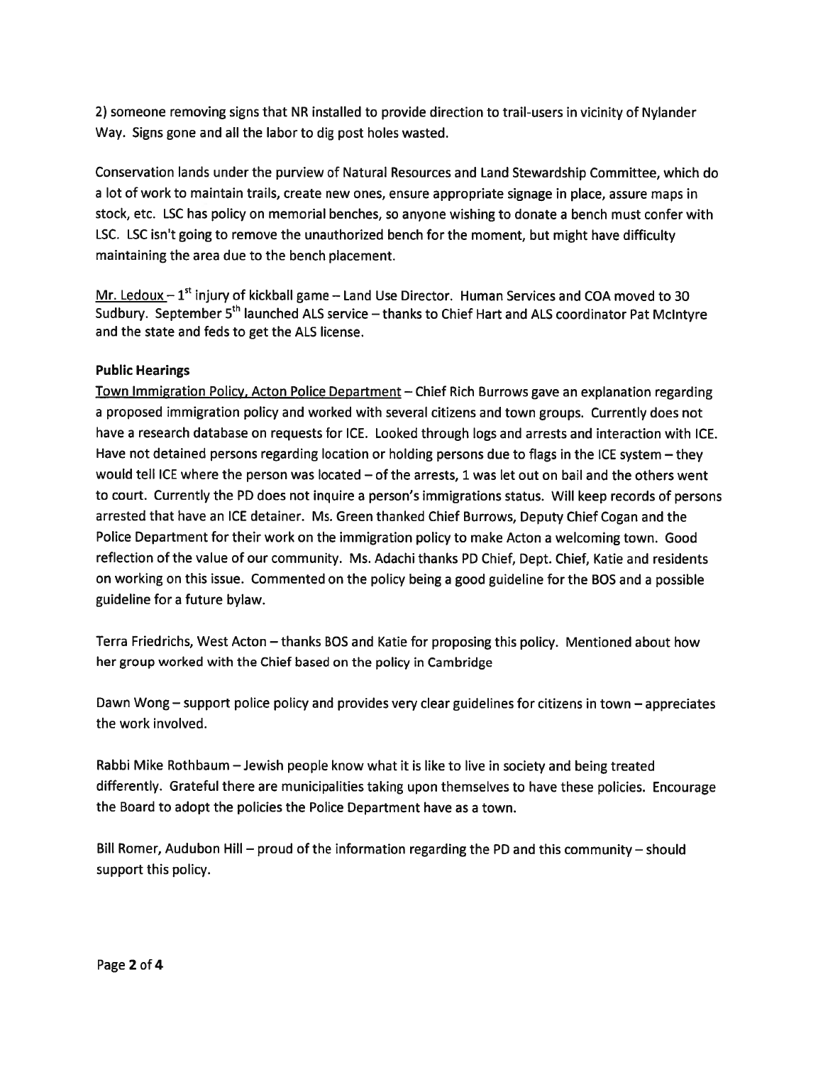2) someone removing signs that NR installed to provide direction to trail-users in vicinity of Nylander Way. Signs gone and all the labor to dig post holes wasted.

Conservation lands under the purview of Natural Resources and Land Stewardship Committee, which do a lot of work to maintain trails, create new ones, ensure appropriate signage in place, assure maps in stock, etc. LSC has policy on memorial benches, so anyone wishing to donate a bench must confer with LSC. LSC isn't going to remove the unauthorized bench for the moment, but might have difficulty maintaining the area due to the bench placement.

Mr. Ledoux – 1st injury of kickball game – Land Use Director. Human Services and COA moved to 30 Sudbury. September 5th launched ALS service – thanks to Chief Hart and ALS coordinator Pat McIntyre and the state and feds to get the ALS license.

**Public Hearings**

Town Immigration Policy, Acton Police Department – Chief Rich Burrows gave an explanation regarding a proposed immigration policy and worked with several citizens and town groups. Currently does not have a research database on requests for ICE. Looked through logs and arrests and interaction with ICE. Have not detained persons regarding location or holding persons due to flags in the ICE system – they would tell ICE where the person was located – of the arrests, 1 was let out on bail and the others went to court. Currently the PD does not inquire a person's immigrations status. Will keep records of persons arrested that have an ICE detainer. Ms. Green thanked Chief Burrows, Deputy Chief Cogan and the Police Department for their work on the immigration policy to make Acton a welcoming town. Good reflection of the value of our community. Ms. Adachi thanks PD Chief, Dept. Chief, Katie and residents on working on this issue. Commented on the policy being a good guideline for the BOS and a possible guideline for a future bylaw.

Terra Friedrichs, West Acton – thanks BOS and Katie for proposing this policy. Mentioned about how her group worked with the Chief based on the policy in Cambridge

Dawn Wong – support police policy and provides very clear guidelines for citizens in town – appreciates the work involved.

Rabbi Mike Rothbaum – Jewish people know what it is like to live in society and being treated differently. Grateful there are municipalities taking upon themselves to have these policies. Encourage the Board to adopt the policies the Police Department have as a town.

Bill Romer, Audubon Hill – proud of the information regarding the PD and this community – should support this policy.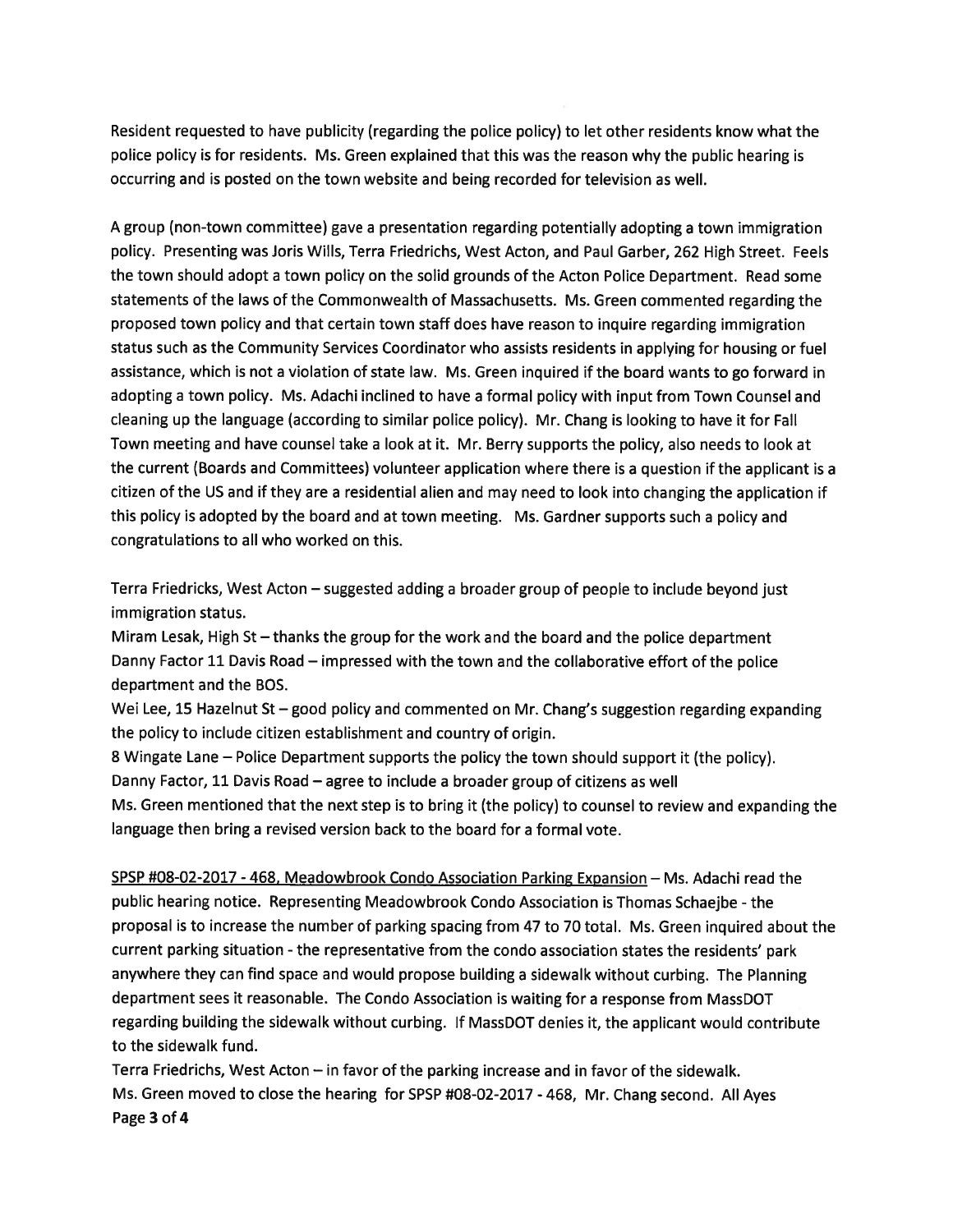Resident requested to have publicity (regarding the police policy) to let other residents know what the police policy is for residents. Ms. Green explained that this was the reason why the public hearing is occurring and is posted on the town website and being recorded for television as well.

A group (non-town committee) gave a presentation regarding potentially adopting a town immigration policy. Presenting was Joris Wills, Terra Friedrichs, West Acton, and Paul Garber, 262 High Street. Feels the town should adopt a town policy on the solid grounds of the Acton Police Department. Read some statements of the laws of the Commonwealth of Massachusetts. Ms. Green commented regarding the proposed town policy and that certain town staff does have reason to inquire regarding immigration status such as the Community Services Coordinator who assists residents in applying for housing or fuel assistance, which is not a violation of state law. Ms. Green inquired if the board wants to go forward in adopting a town policy. Ms. Adachi inclined to have a formal policy with input from Town Counsel and cleaning up the language (according to similar police policy). Mr. Chang is looking to have it for Fall Town meeting and have counsel take a look at it. Mr. Berry supports the policy, also needs to look at the current (Boards and Committees) volunteer application where there is a question if the applicant is a citizen of the US and if they are a residential alien and may need to look into changing the application if this policy is adopted by the board and at town meeting. Ms. Gardner supports such a policy and congratulations to all who worked on this.

Terra Friedricks, West Acton – suggested adding a broader group of people to include beyond just immigration status.
Miram Lesak, High St – thanks the group for the work and the board and the police department
Danny Factor 11 Davis Road – impressed with the town and the collaborative effort of the police department and the BOS.
Wei Lee, 15 Hazelnut St – good policy and commented on Mr. Chang's suggestion regarding expanding the policy to include citizen establishment and country of origin.
8 Wingate Lane – Police Department supports the policy the town should support it (the policy).
Danny Factor, 11 Davis Road – agree to include a broader group of citizens as well
Ms. Green mentioned that the next step is to bring it (the policy) to counsel to review and expanding the language then bring a revised version back to the board for a formal vote.

SPSP #08-02-2017 - 468, Meadowbrook Condo Association Parking Expansion – Ms. Adachi read the public hearing notice. Representing Meadowbrook Condo Association is Thomas Schaejbe - the proposal is to increase the number of parking spacing from 47 to 70 total. Ms. Green inquired about the current parking situation - the representative from the condo association states the residents' park anywhere they can find space and would propose building a sidewalk without curbing. The Planning department sees it reasonable. The Condo Association is waiting for a response from MassDOT regarding building the sidewalk without curbing. If MassDOT denies it, the applicant would contribute to the sidewalk fund.
Terra Friedrichs, West Acton – in favor of the parking increase and in favor of the sidewalk.
Ms. Green moved to close the hearing for SPSP #08-02-2017 - 468, Mr. Chang second. All Ayes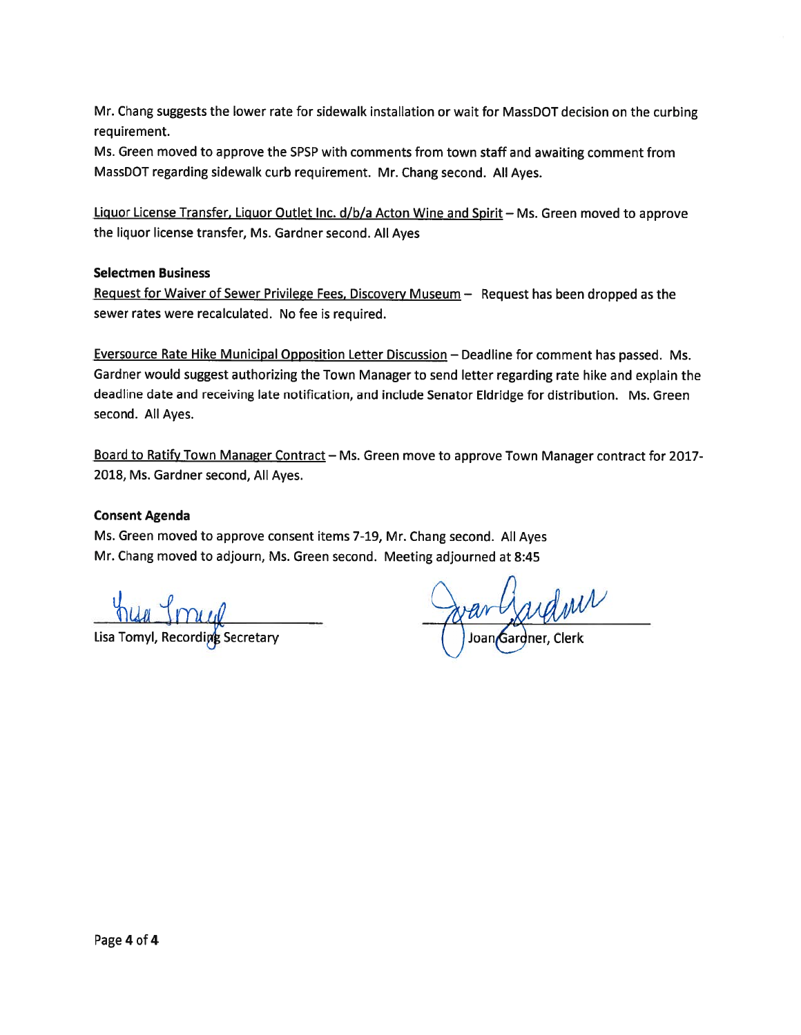Mr. Chang suggests the lower rate for sidewalk installation or wait for MassDOT decision on the curbing requirement.

Ms. Green moved to approve the SPSP with comments from town staff and awaiting comment from MassDOT regarding sidewalk curb requirement. Mr. Chang second. All Ayes.

Liquor License Transfer, Liquor Outlet Inc. d/b/a Acton Wine and Spirit – Ms. Green moved to approve the liquor license transfer, Ms. Gardner second. All Ayes

**Selectmen Business**

Request for Waiver of Sewer Privilege Fees, Discovery Museum – Request has been dropped as the sewer rates were recalculated. No fee is required.

Eversource Rate Hike Municipal Opposition Letter Discussion – Deadline for comment has passed. Ms. Gardner would suggest authorizing the Town Manager to send letter regarding rate hike and explain the deadline date and receiving late notification, and include Senator Eldridge for distribution. Ms. Green second. All Ayes.

Board to Ratify Town Manager Contract – Ms. Green move to approve Town Manager contract for 2017-2018, Ms. Gardner second, All Ayes.

**Consent Agenda**

Ms. Green moved to approve consent items 7-19, Mr. Chang second. All Ayes

Mr. Chang moved to adjourn, Ms. Green second. Meeting adjourned at 8:45

Lisa Tomyl, Recording Secretary

Joan Gardner, Clerk